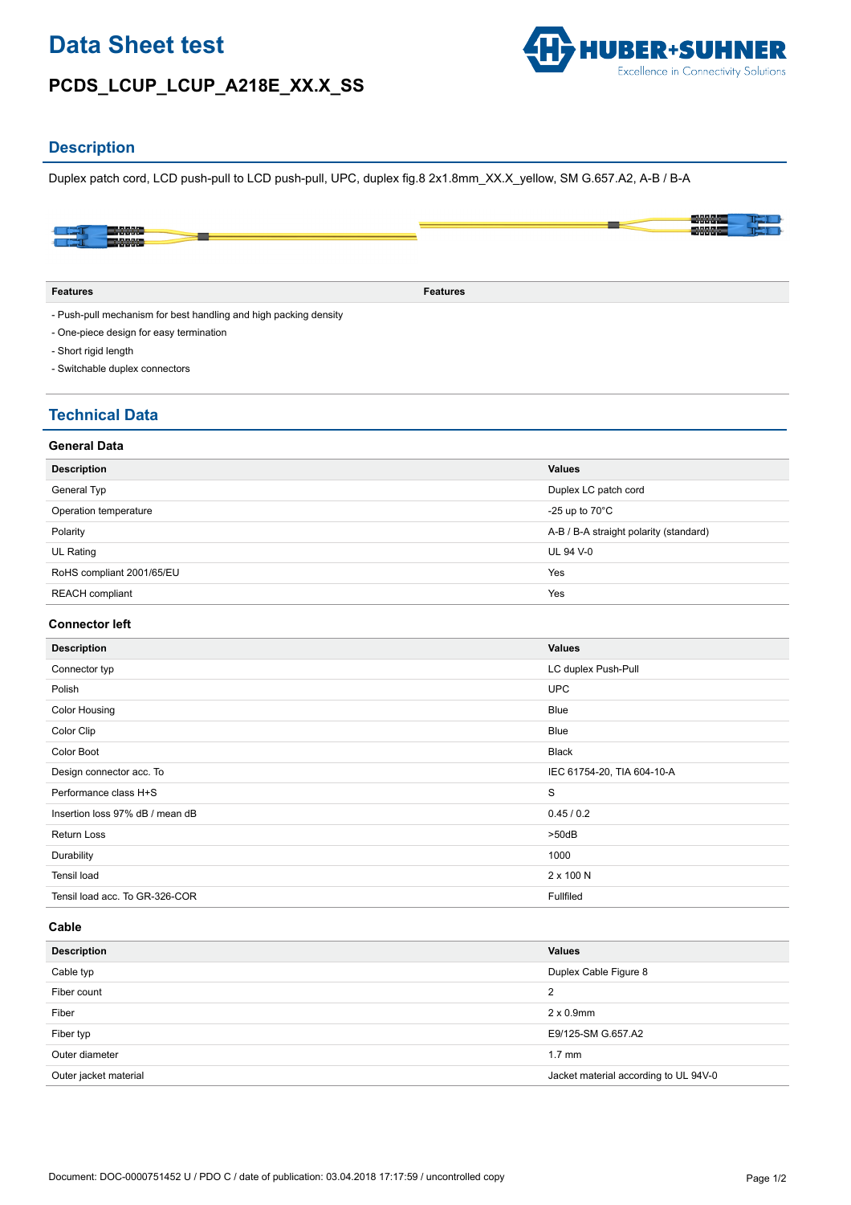# Data Sheet test

## PCDS_LCUP_LCUP_A218E_XX.X_SS

## Description

Duplex patch cord, LCD push-pull to LCD push-pull, UPC, duplex fig.8 2x1.8mm_XX.X_yellow, SM G.657.A2, A-B / B-A

| Features | Features |
|---|---|

- Push-pull mechanism for best handling and high packing density
- One-piece design for easy termination
- Short rigid length
- Switchable duplex connectors

## Technical Data

### General Data

| Description | Values |
|---|---|
| General Typ | Duplex LC patch cord |
| Operation temperature | -25 up to 70°C |
| Polarity | A-B / B-A straight polarity (standard) |
| UL Rating | UL 94 V-0 |
| RoHS compliant 2001/65/EU | Yes |
| REACH compliant | Yes |

### Connector left

| Description | Values |
|---|---|
| Connector typ | LC duplex Push-Pull |
| Polish | UPC |
| Color Housing | Blue |
| Color Clip | Blue |
| Color Boot | Black |
| Design connector acc. To | IEC 61754-20, TIA 604-10-A |
| Performance class H+S | S |
| Insertion loss 97% dB / mean dB | 0.45 / 0.2 |
| Return Loss | >50dB |
| Durability | 1000 |
| Tensil load | 2 x 100 N |
| Tensil load acc. To GR-326-COR | Fullfiled |

### Cable

| Description | Values |
|---|---|
| Cable typ | Duplex Cable Figure 8 |
| Fiber count | 2 |
| Fiber | 2 x 0.9mm |
| Fiber typ | E9/125-SM G.657.A2 |
| Outer diameter | 1.7 mm |
| Outer jacket material | Jacket material according to UL 94V-0 |

Document: DOC-0000751452 U / PDO C / date of publication: 03.04.2018 17:17:59 / uncontrolled copy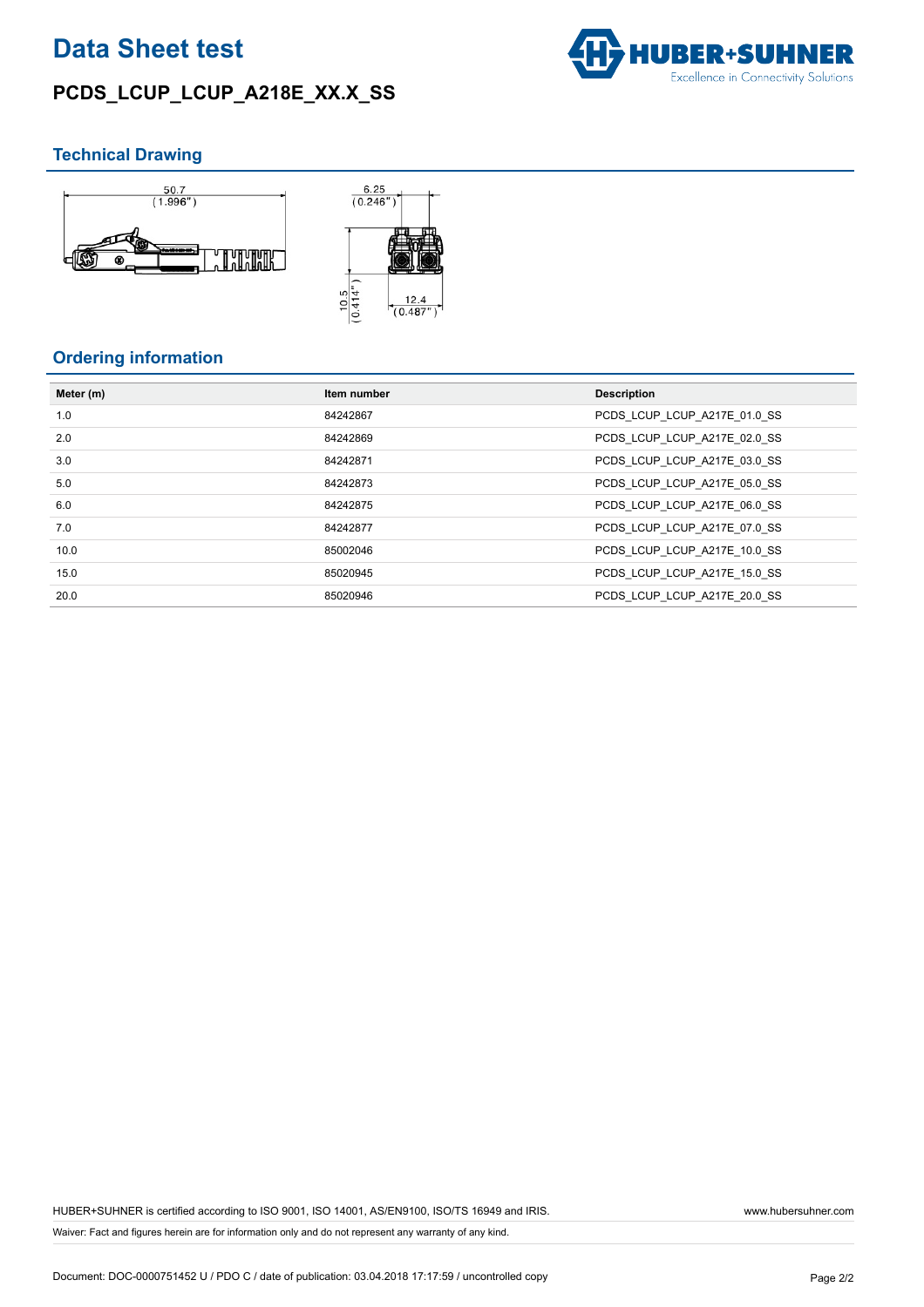# Data Sheet test

## PCDS_LCUP_LCUP_A218E_XX.X_SS

### Technical Drawing

50.7
(1.996")

6.25
(0.246")

10.5
(0.414")

12.4
(0.487")

### Ordering information

| Meter (m) | Item number | Description |
|---|---|---|
| 1.0 | 84242867 | PCDS_LCUP_LCUP_A217E_01.0_SS |
| 2.0 | 84242869 | PCDS_LCUP_LCUP_A217E_02.0_SS |
| 3.0 | 84242871 | PCDS_LCUP_LCUP_A217E_03.0_SS |
| 5.0 | 84242873 | PCDS_LCUP_LCUP_A217E_05.0_SS |
| 6.0 | 84242875 | PCDS_LCUP_LCUP_A217E_06.0_SS |
| 7.0 | 84242877 | PCDS_LCUP_LCUP_A217E_07.0_SS |
| 10.0 | 85002046 | PCDS_LCUP_LCUP_A217E_10.0_SS |
| 15.0 | 85020945 | PCDS_LCUP_LCUP_A217E_15.0_SS |
| 20.0 | 85020946 | PCDS_LCUP_LCUP_A217E_20.0_SS |

HUBER+SUHNER is certified according to ISO 9001, ISO 14001, AS/EN9100, ISO/TS 16949 and IRIS.

www.hubersuhner.com

Waiver: Fact and figures herein are for information only and do not represent any warranty of any kind.

Document: DOC-0000751452 U / PDO C / date of publication: 03.04.2018 17:17:59 / uncontrolled copy